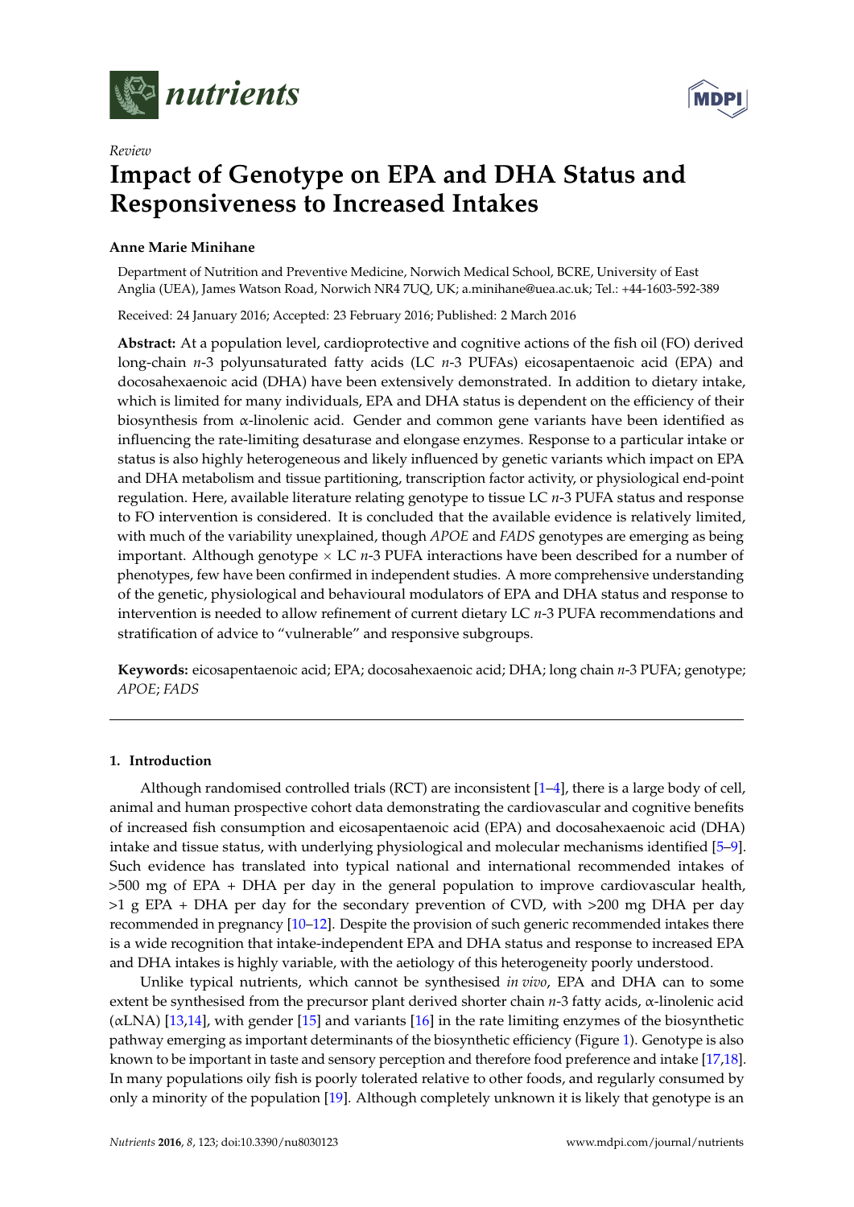*Review*

# Impact of Genotype on EPA and DHA Status and Responsiveness to Increased Intakes

**Anne Marie Minihane**

Department of Nutrition and Preventive Medicine, Norwich Medical School, BCRE, University of East Anglia (UEA), James Watson Road, Norwich NR4 7UQ, UK; a.minihane@uea.ac.uk; Tel.: +44-1603-592-389

Received: 24 January 2016; Accepted: 23 February 2016; Published: 2 March 2016

**Abstract:** At a population level, cardioprotective and cognitive actions of the fish oil (FO) derived long-chain *n*-3 polyunsaturated fatty acids (LC *n*-3 PUFAs) eicosapentaenoic acid (EPA) and docosahexaenoic acid (DHA) have been extensively demonstrated. In addition to dietary intake, which is limited for many individuals, EPA and DHA status is dependent on the efficiency of their biosynthesis from α-linolenic acid. Gender and common gene variants have been identified as influencing the rate-limiting desaturase and elongase enzymes. Response to a particular intake or status is also highly heterogeneous and likely influenced by genetic variants which impact on EPA and DHA metabolism and tissue partitioning, transcription factor activity, or physiological end-point regulation. Here, available literature relating genotype to tissue LC *n*-3 PUFA status and response to FO intervention is considered. It is concluded that the available evidence is relatively limited, with much of the variability unexplained, though *APOE* and *FADS* genotypes are emerging as being important. Although genotype × LC *n*-3 PUFA interactions have been described for a number of phenotypes, few have been confirmed in independent studies. A more comprehensive understanding of the genetic, physiological and behavioural modulators of EPA and DHA status and response to intervention is needed to allow refinement of current dietary LC *n*-3 PUFA recommendations and stratification of advice to "vulnerable" and responsive subgroups.

**Keywords:** eicosapentaenoic acid; EPA; docosahexaenoic acid; DHA; long chain *n*-3 PUFA; genotype; *APOE*; *FADS*

## 1. Introduction

Although randomised controlled trials (RCT) are inconsistent [1–4], there is a large body of cell, animal and human prospective cohort data demonstrating the cardiovascular and cognitive benefits of increased fish consumption and eicosapentaenoic acid (EPA) and docosahexaenoic acid (DHA) intake and tissue status, with underlying physiological and molecular mechanisms identified [5–9]. Such evidence has translated into typical national and international recommended intakes of >500 mg of EPA + DHA per day in the general population to improve cardiovascular health, >1 g EPA + DHA per day for the secondary prevention of CVD, with >200 mg DHA per day recommended in pregnancy [10–12]. Despite the provision of such generic recommended intakes there is a wide recognition that intake-independent EPA and DHA status and response to increased EPA and DHA intakes is highly variable, with the aetiology of this heterogeneity poorly understood.

Unlike typical nutrients, which cannot be synthesised *in vivo*, EPA and DHA can to some extent be synthesised from the precursor plant derived shorter chain *n*-3 fatty acids, α-linolenic acid (αLNA) [13,14], with gender [15] and variants [16] in the rate limiting enzymes of the biosynthetic pathway emerging as important determinants of the biosynthetic efficiency (Figure 1). Genotype is also known to be important in taste and sensory perception and therefore food preference and intake [17,18]. In many populations oily fish is poorly tolerated relative to other foods, and regularly consumed by only a minority of the population [19]. Although completely unknown it is likely that genotype is an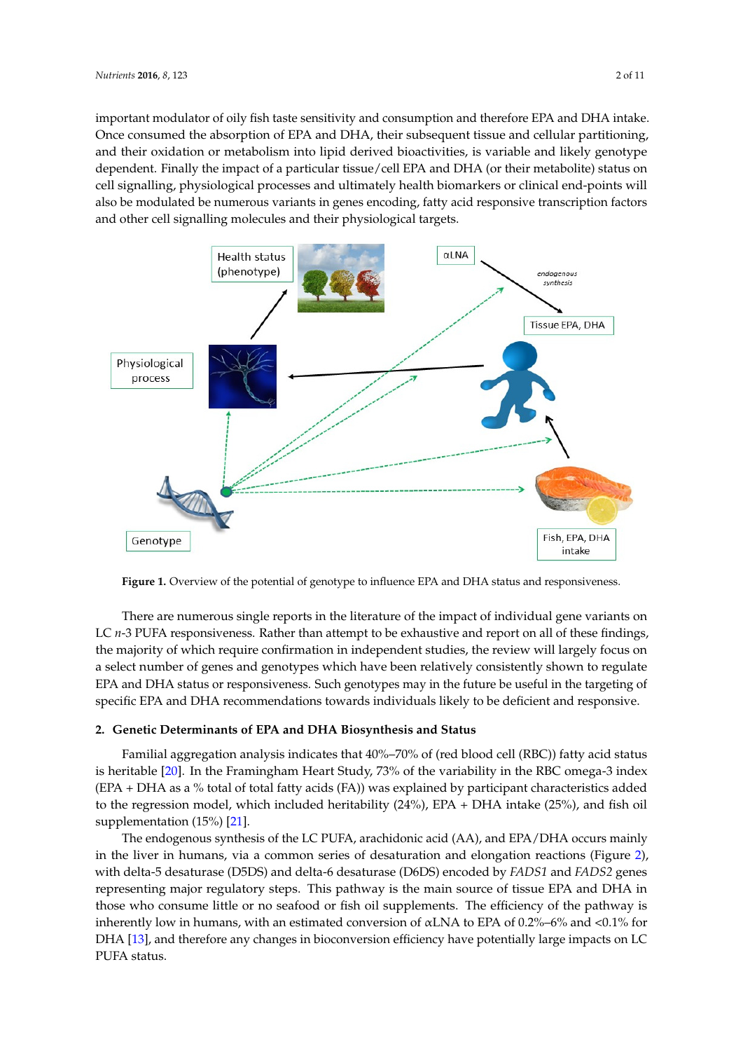important modulator of oily fish taste sensitivity and consumption and therefore EPA and DHA intake. Once consumed the absorption of EPA and DHA, their subsequent tissue and cellular partitioning, and their oxidation or metabolism into lipid derived bioactivities, is variable and likely genotype dependent. Finally the impact of a particular tissue/cell EPA and DHA (or their metabolite) status on cell signalling, physiological processes and ultimately health biomarkers or clinical end-points will also be modulated be numerous variants in genes encoding, fatty acid responsive transcription factors and other cell signalling molecules and their physiological targets.

**Figure 1.** Overview of the potential of genotype to influence EPA and DHA status and responsiveness.

There are numerous single reports in the literature of the impact of individual gene variants on LC *n*-3 PUFA responsiveness. Rather than attempt to be exhaustive and report on all of these findings, the majority of which require confirmation in independent studies, the review will largely focus on a select number of genes and genotypes which have been relatively consistently shown to regulate EPA and DHA status or responsiveness. Such genotypes may in the future be useful in the targeting of specific EPA and DHA recommendations towards individuals likely to be deficient and responsive.

## 2. Genetic Determinants of EPA and DHA Biosynthesis and Status

Familial aggregation analysis indicates that 40%–70% of (red blood cell (RBC)) fatty acid status is heritable [20]. In the Framingham Heart Study, 73% of the variability in the RBC omega-3 index (EPA + DHA as a % total of total fatty acids (FA)) was explained by participant characteristics added to the regression model, which included heritability (24%), EPA + DHA intake (25%), and fish oil supplementation (15%) [21].

The endogenous synthesis of the LC PUFA, arachidonic acid (AA), and EPA/DHA occurs mainly in the liver in humans, via a common series of desaturation and elongation reactions (Figure 2), with delta-5 desaturase (D5DS) and delta-6 desaturase (D6DS) encoded by *FADS1* and *FADS2* genes representing major regulatory steps. This pathway is the main source of tissue EPA and DHA in those who consume little or no seafood or fish oil supplements. The efficiency of the pathway is inherently low in humans, with an estimated conversion of αLNA to EPA of 0.2%–6% and <0.1% for DHA [13], and therefore any changes in bioconversion efficiency have potentially large impacts on LC PUFA status.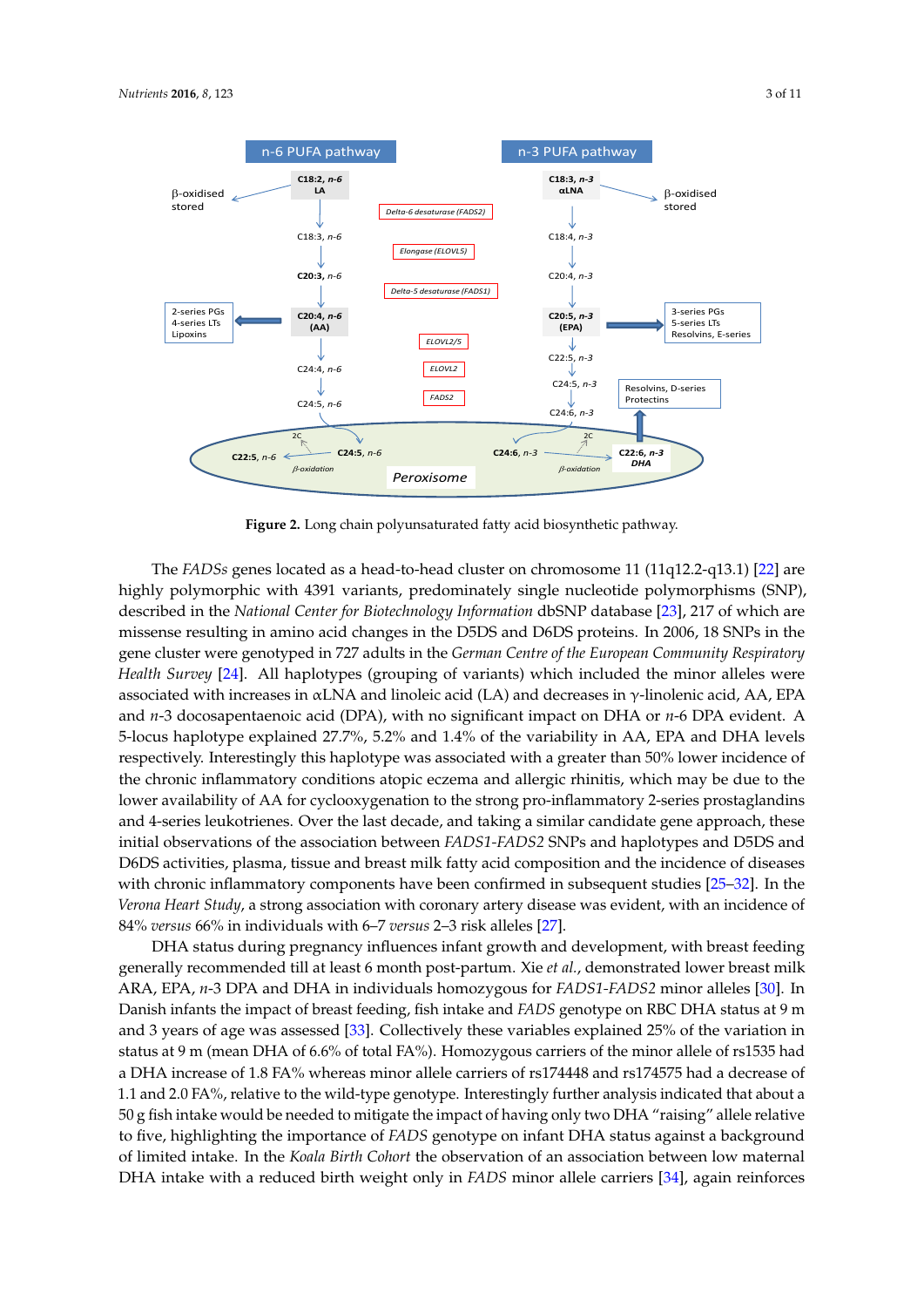**Figure 2.** Long chain polyunsaturated fatty acid biosynthetic pathway.

The *FADSs* genes located as a head-to-head cluster on chromosome 11 (11q12.2-q13.1) [22] are highly polymorphic with 4391 variants, predominately single nucleotide polymorphisms (SNP), described in the *National Center for Biotechnology Information* dbSNP database [23], 217 of which are missense resulting in amino acid changes in the D5DS and D6DS proteins. In 2006, 18 SNPs in the gene cluster were genotyped in 727 adults in the *German Centre of the European Community Respiratory Health Survey* [24]. All haplotypes (grouping of variants) which included the minor alleles were associated with increases in αLNA and linoleic acid (LA) and decreases in γ-linolenic acid, AA, EPA and *n*-3 docosapentaenoic acid (DPA), with no significant impact on DHA or *n*-6 DPA evident. A 5-locus haplotype explained 27.7%, 5.2% and 1.4% of the variability in AA, EPA and DHA levels respectively. Interestingly this haplotype was associated with a greater than 50% lower incidence of the chronic inflammatory conditions atopic eczema and allergic rhinitis, which may be due to the lower availability of AA for cyclooxygenation to the strong pro-inflammatory 2-series prostaglandins and 4-series leukotrienes. Over the last decade, and taking a similar candidate gene approach, these initial observations of the association between *FADS1-FADS2* SNPs and haplotypes and D5DS and D6DS activities, plasma, tissue and breast milk fatty acid composition and the incidence of diseases with chronic inflammatory components have been confirmed in subsequent studies [25–32]. In the *Verona Heart Study*, a strong association with coronary artery disease was evident, with an incidence of 84% *versus* 66% in individuals with 6–7 *versus* 2–3 risk alleles [27].

DHA status during pregnancy influences infant growth and development, with breast feeding generally recommended till at least 6 month post-partum. Xie *et al.*, demonstrated lower breast milk ARA, EPA, *n*-3 DPA and DHA in individuals homozygous for *FADS1-FADS2* minor alleles [30]. In Danish infants the impact of breast feeding, fish intake and *FADS* genotype on RBC DHA status at 9 m and 3 years of age was assessed [33]. Collectively these variables explained 25% of the variation in status at 9 m (mean DHA of 6.6% of total FA%). Homozygous carriers of the minor allele of rs1535 had a DHA increase of 1.8 FA% whereas minor allele carriers of rs174448 and rs174575 had a decrease of 1.1 and 2.0 FA%, relative to the wild-type genotype. Interestingly further analysis indicated that about a 50 g fish intake would be needed to mitigate the impact of having only two DHA "raising" allele relative to five, highlighting the importance of *FADS* genotype on infant DHA status against a background of limited intake. In the *Koala Birth Cohort* the observation of an association between low maternal DHA intake with a reduced birth weight only in *FADS* minor allele carriers [34], again reinforces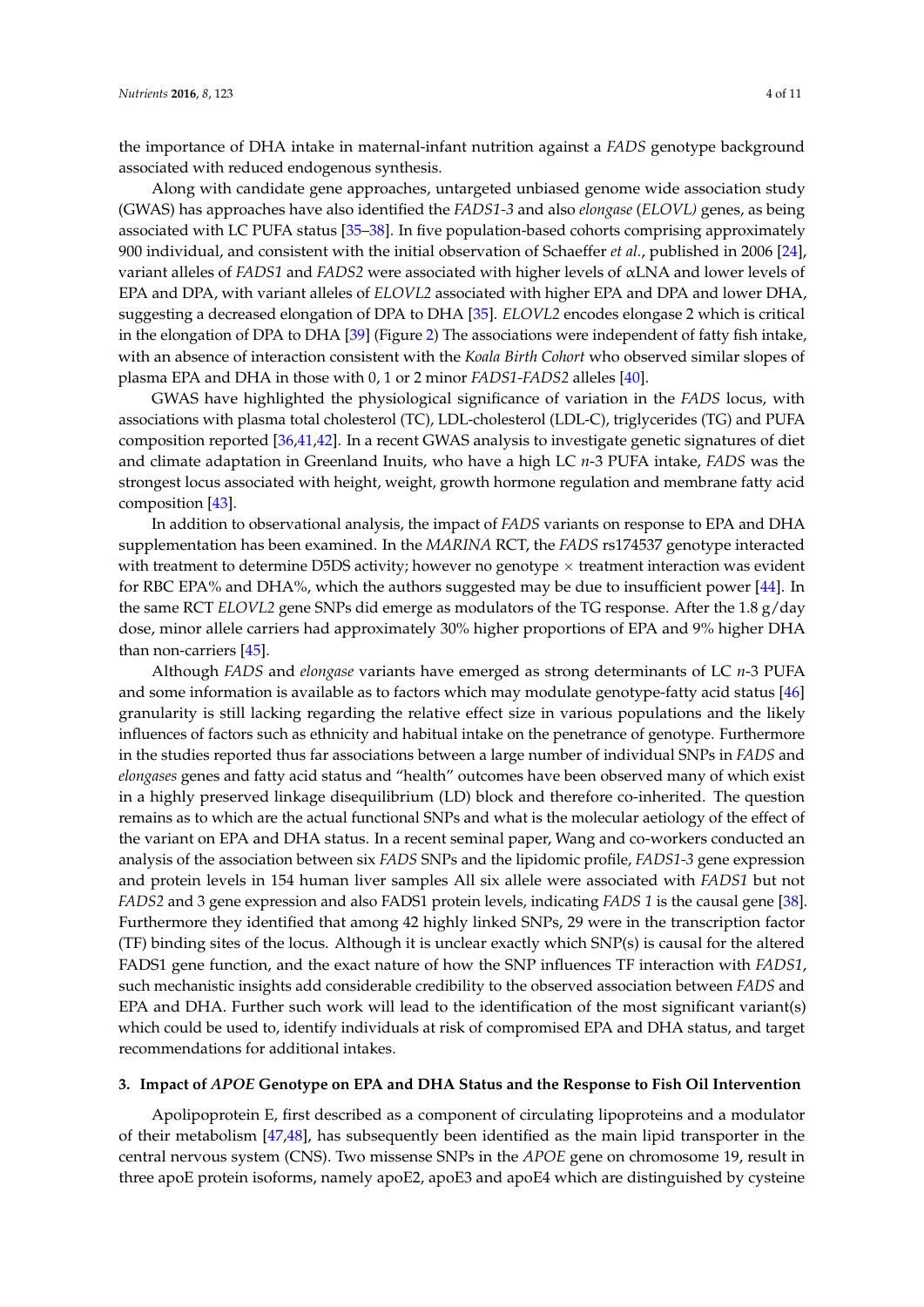the importance of DHA intake in maternal-infant nutrition against a *FADS* genotype background associated with reduced endogenous synthesis.

Along with candidate gene approaches, untargeted unbiased genome wide association study (GWAS) has approaches have also identified the *FADS1-3* and also *elongase* (*ELOVL)* genes, as being associated with LC PUFA status [35–38]. In five population-based cohorts comprising approximately 900 individual, and consistent with the initial observation of Schaeffer *et al.*, published in 2006 [24], variant alleles of *FADS1* and *FADS2* were associated with higher levels of αLNA and lower levels of EPA and DPA, with variant alleles of *ELOVL2* associated with higher EPA and DPA and lower DHA, suggesting a decreased elongation of DPA to DHA [35]. *ELOVL2* encodes elongase 2 which is critical in the elongation of DPA to DHA [39] (Figure 2) The associations were independent of fatty fish intake, with an absence of interaction consistent with the *Koala Birth Cohort* who observed similar slopes of plasma EPA and DHA in those with 0, 1 or 2 minor *FADS1-FADS2* alleles [40].

GWAS have highlighted the physiological significance of variation in the *FADS* locus, with associations with plasma total cholesterol (TC), LDL-cholesterol (LDL-C), triglycerides (TG) and PUFA composition reported [36,41,42]. In a recent GWAS analysis to investigate genetic signatures of diet and climate adaptation in Greenland Inuits, who have a high LC *n*-3 PUFA intake, *FADS* was the strongest locus associated with height, weight, growth hormone regulation and membrane fatty acid composition [43].

In addition to observational analysis, the impact of *FADS* variants on response to EPA and DHA supplementation has been examined. In the *MARINA* RCT, the *FADS* rs174537 genotype interacted with treatment to determine D5DS activity; however no genotype × treatment interaction was evident for RBC EPA% and DHA%, which the authors suggested may be due to insufficient power [44]. In the same RCT *ELOVL2* gene SNPs did emerge as modulators of the TG response. After the 1.8 g/day dose, minor allele carriers had approximately 30% higher proportions of EPA and 9% higher DHA than non-carriers [45].

Although *FADS* and *elongase* variants have emerged as strong determinants of LC *n*-3 PUFA and some information is available as to factors which may modulate genotype-fatty acid status [46] granularity is still lacking regarding the relative effect size in various populations and the likely influences of factors such as ethnicity and habitual intake on the penetrance of genotype. Furthermore in the studies reported thus far associations between a large number of individual SNPs in *FADS* and *elongases* genes and fatty acid status and "health" outcomes have been observed many of which exist in a highly preserved linkage disequilibrium (LD) block and therefore co-inherited. The question remains as to which are the actual functional SNPs and what is the molecular aetiology of the effect of the variant on EPA and DHA status. In a recent seminal paper, Wang and co-workers conducted an analysis of the association between six *FADS* SNPs and the lipidomic profile, *FADS1-3* gene expression and protein levels in 154 human liver samples All six allele were associated with *FADS1* but not *FADS2* and 3 gene expression and also FADS1 protein levels, indicating *FADS 1* is the causal gene [38]. Furthermore they identified that among 42 highly linked SNPs, 29 were in the transcription factor (TF) binding sites of the locus. Although it is unclear exactly which SNP(s) is causal for the altered FADS1 gene function, and the exact nature of how the SNP influences TF interaction with *FADS1*, such mechanistic insights add considerable credibility to the observed association between *FADS* and EPA and DHA. Further such work will lead to the identification of the most significant variant(s) which could be used to, identify individuals at risk of compromised EPA and DHA status, and target recommendations for additional intakes.

## 3. Impact of *APOE* Genotype on EPA and DHA Status and the Response to Fish Oil Intervention

Apolipoprotein E, first described as a component of circulating lipoproteins and a modulator of their metabolism [47,48], has subsequently been identified as the main lipid transporter in the central nervous system (CNS). Two missense SNPs in the *APOE* gene on chromosome 19, result in three apoE protein isoforms, namely apoE2, apoE3 and apoE4 which are distinguished by cysteine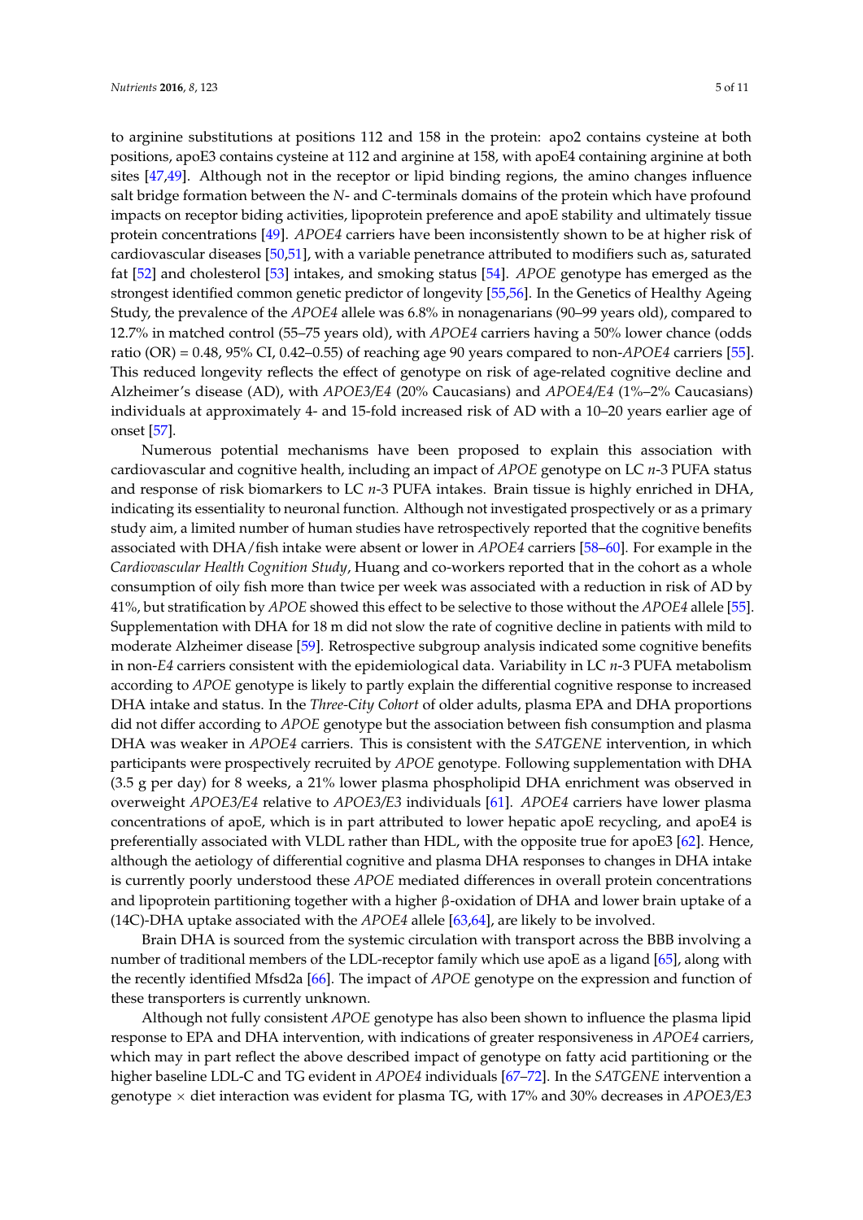to arginine substitutions at positions 112 and 158 in the protein: apo2 contains cysteine at both positions, apoE3 contains cysteine at 112 and arginine at 158, with apoE4 containing arginine at both sites [47,49]. Although not in the receptor or lipid binding regions, the amino changes influence salt bridge formation between the *N*- and *C*-terminals domains of the protein which have profound impacts on receptor biding activities, lipoprotein preference and apoE stability and ultimately tissue protein concentrations [49]. *APOE4* carriers have been inconsistently shown to be at higher risk of cardiovascular diseases [50,51], with a variable penetrance attributed to modifiers such as, saturated fat [52] and cholesterol [53] intakes, and smoking status [54]. *APOE* genotype has emerged as the strongest identified common genetic predictor of longevity [55,56]. In the Genetics of Healthy Ageing Study, the prevalence of the *APOE4* allele was 6.8% in nonagenarians (90–99 years old), compared to 12.7% in matched control (55–75 years old), with *APOE4* carriers having a 50% lower chance (odds ratio (OR) = 0.48, 95% CI, 0.42–0.55) of reaching age 90 years compared to non-*APOE4* carriers [55]. This reduced longevity reflects the effect of genotype on risk of age-related cognitive decline and Alzheimer's disease (AD), with *APOE3/E4* (20% Caucasians) and *APOE4/E4* (1%–2% Caucasians) individuals at approximately 4- and 15-fold increased risk of AD with a 10–20 years earlier age of onset [57].

Numerous potential mechanisms have been proposed to explain this association with cardiovascular and cognitive health, including an impact of *APOE* genotype on LC *n*-3 PUFA status and response of risk biomarkers to LC *n*-3 PUFA intakes. Brain tissue is highly enriched in DHA, indicating its essentiality to neuronal function. Although not investigated prospectively or as a primary study aim, a limited number of human studies have retrospectively reported that the cognitive benefits associated with DHA/fish intake were absent or lower in *APOE4* carriers [58–60]. For example in the *Cardiovascular Health Cognition Study*, Huang and co-workers reported that in the cohort as a whole consumption of oily fish more than twice per week was associated with a reduction in risk of AD by 41%, but stratification by *APOE* showed this effect to be selective to those without the *APOE4* allele [55]. Supplementation with DHA for 18 m did not slow the rate of cognitive decline in patients with mild to moderate Alzheimer disease [59]. Retrospective subgroup analysis indicated some cognitive benefits in non-*E4* carriers consistent with the epidemiological data. Variability in LC *n*-3 PUFA metabolism according to *APOE* genotype is likely to partly explain the differential cognitive response to increased DHA intake and status. In the *Three-City Cohort* of older adults, plasma EPA and DHA proportions did not differ according to *APOE* genotype but the association between fish consumption and plasma DHA was weaker in *APOE4* carriers. This is consistent with the *SATGENE* intervention, in which participants were prospectively recruited by *APOE* genotype. Following supplementation with DHA (3.5 g per day) for 8 weeks, a 21% lower plasma phospholipid DHA enrichment was observed in overweight *APOE3/E4* relative to *APOE3/E3* individuals [61]. *APOE4* carriers have lower plasma concentrations of apoE, which is in part attributed to lower hepatic apoE recycling, and apoE4 is preferentially associated with VLDL rather than HDL, with the opposite true for apoE3 [62]. Hence, although the aetiology of differential cognitive and plasma DHA responses to changes in DHA intake is currently poorly understood these *APOE* mediated differences in overall protein concentrations and lipoprotein partitioning together with a higher β-oxidation of DHA and lower brain uptake of a (14C)-DHA uptake associated with the *APOE4* allele [63,64], are likely to be involved.

Brain DHA is sourced from the systemic circulation with transport across the BBB involving a number of traditional members of the LDL-receptor family which use apoE as a ligand [65], along with the recently identified Mfsd2a [66]. The impact of *APOE* genotype on the expression and function of these transporters is currently unknown.

Although not fully consistent *APOE* genotype has also been shown to influence the plasma lipid response to EPA and DHA intervention, with indications of greater responsiveness in *APOE4* carriers, which may in part reflect the above described impact of genotype on fatty acid partitioning or the higher baseline LDL-C and TG evident in *APOE4* individuals [67–72]. In the *SATGENE* intervention a genotype × diet interaction was evident for plasma TG, with 17% and 30% decreases in *APOE3/E3*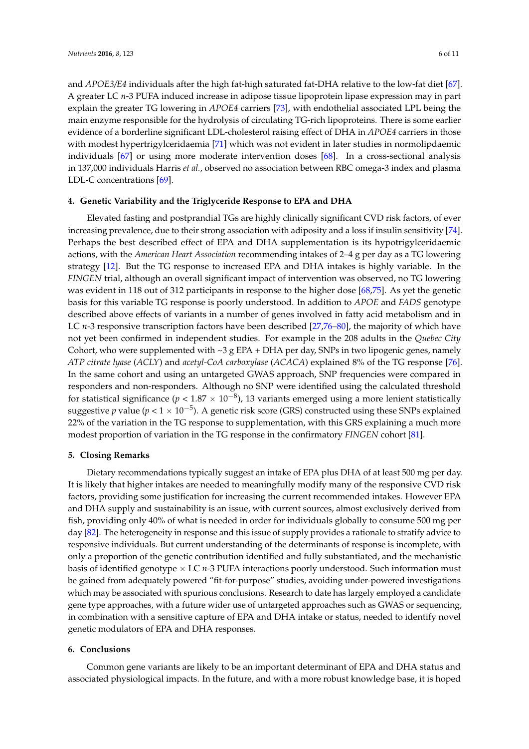and *APOE3/E4* individuals after the high fat-high saturated fat-DHA relative to the low-fat diet [67]. A greater LC *n*-3 PUFA induced increase in adipose tissue lipoprotein lipase expression may in part explain the greater TG lowering in *APOE4* carriers [73], with endothelial associated LPL being the main enzyme responsible for the hydrolysis of circulating TG-rich lipoproteins. There is some earlier evidence of a borderline significant LDL-cholesterol raising effect of DHA in *APOE4* carriers in those with modest hypertrigylceridaemia [71] which was not evident in later studies in normolipdaemic individuals [67] or using more moderate intervention doses [68]. In a cross-sectional analysis in 137,000 individuals Harris *et al.*, observed no association between RBC omega-3 index and plasma LDL-C concentrations [69].

## 4. Genetic Variability and the Triglyceride Response to EPA and DHA

Elevated fasting and postprandial TGs are highly clinically significant CVD risk factors, of ever increasing prevalence, due to their strong association with adiposity and a loss if insulin sensitivity [74]. Perhaps the best described effect of EPA and DHA supplementation is its hypotrigylceridaemic actions, with the *American Heart Association* recommending intakes of 2–4 g per day as a TG lowering strategy [12]. But the TG response to increased EPA and DHA intakes is highly variable. In the *FINGEN* trial, although an overall significant impact of intervention was observed, no TG lowering was evident in 118 out of 312 participants in response to the higher dose [68,75]. As yet the genetic basis for this variable TG response is poorly understood. In addition to *APOE* and *FADS* genotype described above effects of variants in a number of genes involved in fatty acid metabolism and in LC *n*-3 responsive transcription factors have been described [27,76–80], the majority of which have not yet been confirmed in independent studies. For example in the 208 adults in the *Quebec City* Cohort, who were supplemented with ~3 g EPA + DHA per day, SNPs in two lipogenic genes, namely *ATP citrate lyase* (*ACLY*) and *acetyl-CoA carboxylase* (*ACACA*) explained 8% of the TG response [76]. In the same cohort and using an untargeted GWAS approach, SNP frequencies were compared in responders and non-responders. Although no SNP were identified using the calculated threshold for statistical significance ($p < 1.87 \times 10^{-8}$), 13 variants emerged using a more lenient statistically suggestive *p* value ($p < 1 \times 10^{-5}$). A genetic risk score (GRS) constructed using these SNPs explained 22% of the variation in the TG response to supplementation, with this GRS explaining a much more modest proportion of variation in the TG response in the confirmatory *FINGEN* cohort [81].

## 5. Closing Remarks

Dietary recommendations typically suggest an intake of EPA plus DHA of at least 500 mg per day. It is likely that higher intakes are needed to meaningfully modify many of the responsive CVD risk factors, providing some justification for increasing the current recommended intakes. However EPA and DHA supply and sustainability is an issue, with current sources, almost exclusively derived from fish, providing only 40% of what is needed in order for individuals globally to consume 500 mg per day [82]. The heterogeneity in response and this issue of supply provides a rationale to stratify advice to responsive individuals. But current understanding of the determinants of response is incomplete, with only a proportion of the genetic contribution identified and fully substantiated, and the mechanistic basis of identified genotype × LC *n*-3 PUFA interactions poorly understood. Such information must be gained from adequately powered "fit-for-purpose" studies, avoiding under-powered investigations which may be associated with spurious conclusions. Research to date has largely employed a candidate gene type approaches, with a future wider use of untargeted approaches such as GWAS or sequencing, in combination with a sensitive capture of EPA and DHA intake or status, needed to identify novel genetic modulators of EPA and DHA responses.

## 6. Conclusions

Common gene variants are likely to be an important determinant of EPA and DHA status and associated physiological impacts. In the future, and with a more robust knowledge base, it is hoped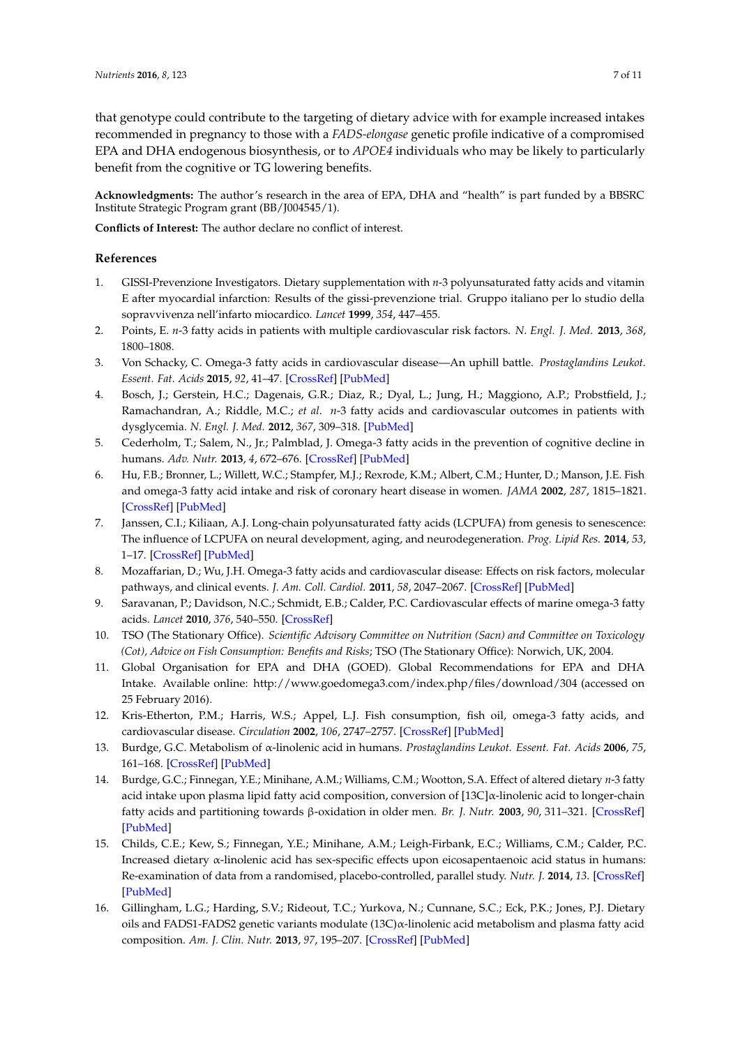that genotype could contribute to the targeting of dietary advice with for example increased intakes recommended in pregnancy to those with a *FADS-elongase* genetic profile indicative of a compromised EPA and DHA endogenous biosynthesis, or to *APOE4* individuals who may be likely to particularly benefit from the cognitive or TG lowering benefits.

**Acknowledgments:** The author's research in the area of EPA, DHA and "health" is part funded by a BBSRC Institute Strategic Program grant (BB/J004545/1).

**Conflicts of Interest:** The author declare no conflict of interest.

## References

1. GISSI-Prevenzione Investigators. Dietary supplementation with *n*-3 polyunsaturated fatty acids and vitamin E after myocardial infarction: Results of the gissi-prevenzione trial. Gruppo italiano per lo studio della sopravvivenza nell'infarto miocardico. *Lancet* **1999**, *354*, 447–455.
2. Points, E. *n*-3 fatty acids in patients with multiple cardiovascular risk factors. *N. Engl. J. Med.* **2013**, *368*, 1800–1808.
3. Von Schacky, C. Omega-3 fatty acids in cardiovascular disease—An uphill battle. *Prostaglandins Leukot. Essent. Fat. Acids* **2015**, *92*, 41–47. [CrossRef] [PubMed]
4. Bosch, J.; Gerstein, H.C.; Dagenais, G.R.; Diaz, R.; Dyal, L.; Jung, H.; Maggiono, A.P.; Probstfield, J.; Ramachandran, A.; Riddle, M.C.; *et al.* *n*-3 fatty acids and cardiovascular outcomes in patients with dysglycemia. *N. Engl. J. Med.* **2012**, *367*, 309–318. [PubMed]
5. Cederholm, T.; Salem, N., Jr.; Palmblad, J. Omega-3 fatty acids in the prevention of cognitive decline in humans. *Adv. Nutr.* **2013**, *4*, 672–676. [CrossRef] [PubMed]
6. Hu, F.B.; Bronner, L.; Willett, W.C.; Stampfer, M.J.; Rexrode, K.M.; Albert, C.M.; Hunter, D.; Manson, J.E. Fish and omega-3 fatty acid intake and risk of coronary heart disease in women. *JAMA* **2002**, *287*, 1815–1821. [CrossRef] [PubMed]
7. Janssen, C.I.; Kiliaan, A.J. Long-chain polyunsaturated fatty acids (LCPUFA) from genesis to senescence: The influence of LCPUFA on neural development, aging, and neurodegeneration. *Prog. Lipid Res.* **2014**, *53*, 1–17. [CrossRef] [PubMed]
8. Mozaffarian, D.; Wu, J.H. Omega-3 fatty acids and cardiovascular disease: Effects on risk factors, molecular pathways, and clinical events. *J. Am. Coll. Cardiol.* **2011**, *58*, 2047–2067. [CrossRef] [PubMed]
9. Saravanan, P.; Davidson, N.C.; Schmidt, E.B.; Calder, P.C. Cardiovascular effects of marine omega-3 fatty acids. *Lancet* **2010**, *376*, 540–550. [CrossRef]
10. TSO (The Stationary Office). *Scientific Advisory Committee on Nutrition (Sacn) and Committee on Toxicology (Cot), Advice on Fish Consumption: Benefits and Risks*; TSO (The Stationary Office): Norwich, UK, 2004.
11. Global Organisation for EPA and DHA (GOED). Global Recommendations for EPA and DHA Intake. Available online: http://www.goedomega3.com/index.php/files/download/304 (accessed on 25 February 2016).
12. Kris-Etherton, P.M.; Harris, W.S.; Appel, L.J. Fish consumption, fish oil, omega-3 fatty acids, and cardiovascular disease. *Circulation* **2002**, *106*, 2747–2757. [CrossRef] [PubMed]
13. Burdge, G.C. Metabolism of α-linolenic acid in humans. *Prostaglandins Leukot. Essent. Fat. Acids* **2006**, *75*, 161–168. [CrossRef] [PubMed]
14. Burdge, G.C.; Finnegan, Y.E.; Minihane, A.M.; Williams, C.M.; Wootton, S.A. Effect of altered dietary *n*-3 fatty acid intake upon plasma lipid fatty acid composition, conversion of [13C]α-linolenic acid to longer-chain fatty acids and partitioning towards β-oxidation in older men. *Br. J. Nutr.* **2003**, *90*, 311–321. [CrossRef] [PubMed]
15. Childs, C.E.; Kew, S.; Finnegan, Y.E.; Minihane, A.M.; Leigh-Firbank, E.C.; Williams, C.M.; Calder, P.C. Increased dietary α-linolenic acid has sex-specific effects upon eicosapentaenoic acid status in humans: Re-examination of data from a randomised, placebo-controlled, parallel study. *Nutr. J.* **2014**, *13*. [CrossRef] [PubMed]
16. Gillingham, L.G.; Harding, S.V.; Rideout, T.C.; Yurkova, N.; Cunnane, S.C.; Eck, P.K.; Jones, P.J. Dietary oils and FADS1-FADS2 genetic variants modulate (13C)α-linolenic acid metabolism and plasma fatty acid composition. *Am. J. Clin. Nutr.* **2013**, *97*, 195–207. [CrossRef] [PubMed]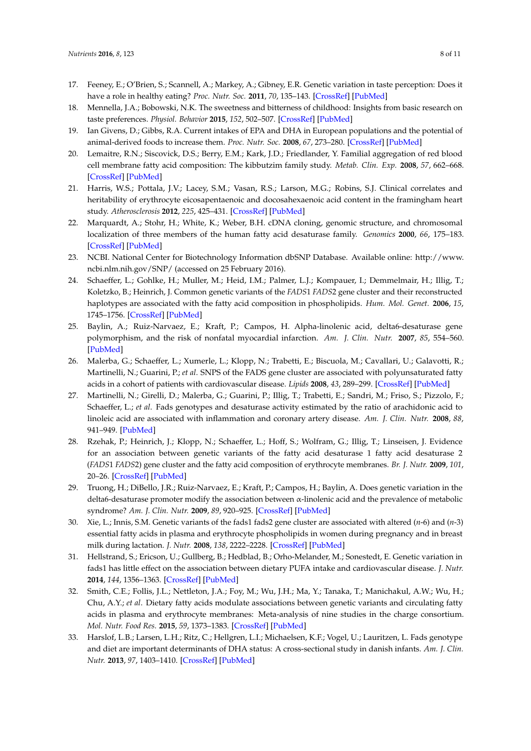17. Feeney, E.; O'Brien, S.; Scannell, A.; Markey, A.; Gibney, E.R. Genetic variation in taste perception: Does it have a role in healthy eating? *Proc. Nutr. Soc.* **2011**, *70*, 135–143. [CrossRef] [PubMed]
18. Mennella, J.A.; Bobowski, N.K. The sweetness and bitterness of childhood: Insights from basic research on taste preferences. *Physiol. Behavior* **2015**, *152*, 502–507. [CrossRef] [PubMed]
19. Ian Givens, D.; Gibbs, R.A. Current intakes of EPA and DHA in European populations and the potential of animal-derived foods to increase them. *Proc. Nutr. Soc.* **2008**, *67*, 273–280. [CrossRef] [PubMed]
20. Lemaitre, R.N.; Siscovick, D.S.; Berry, E.M.; Kark, J.D.; Friedlander, Y. Familial aggregation of red blood cell membrane fatty acid composition: The kibbutzim family study. *Metab. Clin. Exp.* **2008**, *57*, 662–668. [CrossRef] [PubMed]
21. Harris, W.S.; Pottala, J.V.; Lacey, S.M.; Vasan, R.S.; Larson, M.G.; Robins, S.J. Clinical correlates and heritability of erythrocyte eicosapentaenoic and docosahexaenoic acid content in the framingham heart study. *Atherosclerosis* **2012**, *225*, 425–431. [CrossRef] [PubMed]
22. Marquardt, A.; Stohr, H.; White, K.; Weber, B.H. cDNA cloning, genomic structure, and chromosomal localization of three members of the human fatty acid desaturase family. *Genomics* **2000**, *66*, 175–183. [CrossRef] [PubMed]
23. NCBI. National Center for Biotechnology Information dbSNP Database. Available online: http://www.ncbi.nlm.nih.gov/SNP/ (accessed on 25 February 2016).
24. Schaeffer, L.; Gohlke, H.; Muller, M.; Heid, I.M.; Palmer, L.J.; Kompauer, I.; Demmelmair, H.; Illig, T.; Koletzko, B.; Heinrich, J. Common genetic variants of the *FADS*1 *FADS*2 gene cluster and their reconstructed haplotypes are associated with the fatty acid composition in phospholipids. *Hum. Mol. Genet.* **2006**, *15*, 1745–1756. [CrossRef] [PubMed]
25. Baylin, A.; Ruiz-Narvaez, E.; Kraft, P.; Campos, H. Alpha-linolenic acid, delta6-desaturase gene polymorphism, and the risk of nonfatal myocardial infarction. *Am. J. Clin. Nutr.* **2007**, *85*, 554–560. [PubMed]
26. Malerba, G.; Schaeffer, L.; Xumerle, L.; Klopp, N.; Trabetti, E.; Biscuola, M.; Cavallari, U.; Galavotti, R.; Martinelli, N.; Guarini, P.; *et al*. SNPS of the FADS gene cluster are associated with polyunsaturated fatty acids in a cohort of patients with cardiovascular disease. *Lipids* **2008**, *43*, 289–299. [CrossRef] [PubMed]
27. Martinelli, N.; Girelli, D.; Malerba, G.; Guarini, P.; Illig, T.; Trabetti, E.; Sandri, M.; Friso, S.; Pizzolo, F.; Schaeffer, L.; *et al*. Fads genotypes and desaturase activity estimated by the ratio of arachidonic acid to linoleic acid are associated with inflammation and coronary artery disease. *Am. J. Clin. Nutr.* **2008**, *88*, 941–949. [PubMed]
28. Rzehak, P.; Heinrich, J.; Klopp, N.; Schaeffer, L.; Hoff, S.; Wolfram, G.; Illig, T.; Linseisen, J. Evidence for an association between genetic variants of the fatty acid desaturase 1 fatty acid desaturase 2 (*FADS*1 *FADS*2) gene cluster and the fatty acid composition of erythrocyte membranes. *Br. J. Nutr.* **2009**, *101*, 20–26. [CrossRef] [PubMed]
29. Truong, H.; DiBello, J.R.; Ruiz-Narvaez, E.; Kraft, P.; Campos, H.; Baylin, A. Does genetic variation in the delta6-desaturase promoter modify the association between α-linolenic acid and the prevalence of metabolic syndrome? *Am. J. Clin. Nutr.* **2009**, *89*, 920–925. [CrossRef] [PubMed]
30. Xie, L.; Innis, S.M. Genetic variants of the fads1 fads2 gene cluster are associated with altered (*n*-6) and (*n*-3) essential fatty acids in plasma and erythrocyte phospholipids in women during pregnancy and in breast milk during lactation. *J. Nutr.* **2008**, *138*, 2222–2228. [CrossRef] [PubMed]
31. Hellstrand, S.; Ericson, U.; Gullberg, B.; Hedblad, B.; Orho-Melander, M.; Sonestedt, E. Genetic variation in fads1 has little effect on the association between dietary PUFA intake and cardiovascular disease. *J. Nutr.* **2014**, *144*, 1356–1363. [CrossRef] [PubMed]
32. Smith, C.E.; Follis, J.L.; Nettleton, J.A.; Foy, M.; Wu, J.H.; Ma, Y.; Tanaka, T.; Manichakul, A.W.; Wu, H.; Chu, A.Y.; *et al*. Dietary fatty acids modulate associations between genetic variants and circulating fatty acids in plasma and erythrocyte membranes: Meta-analysis of nine studies in the charge consortium. *Mol. Nutr. Food Res.* **2015**, *59*, 1373–1383. [CrossRef] [PubMed]
33. Harslof, L.B.; Larsen, L.H.; Ritz, C.; Hellgren, L.I.; Michaelsen, K.F.; Vogel, U.; Lauritzen, L. Fads genotype and diet are important determinants of DHA status: A cross-sectional study in danish infants. *Am. J. Clin. Nutr.* **2013**, *97*, 1403–1410. [CrossRef] [PubMed]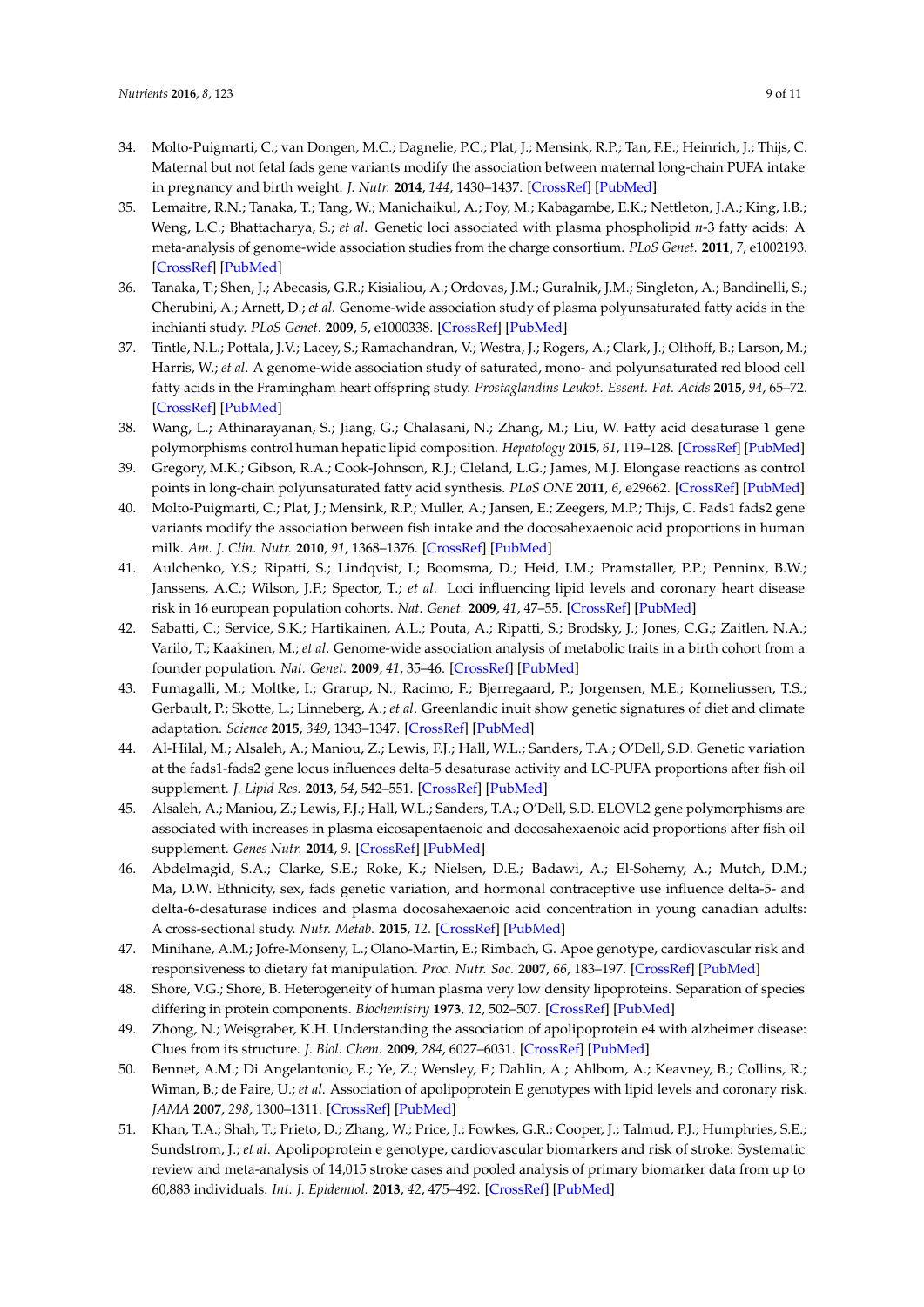34. Molto-Puigmarti, C.; van Dongen, M.C.; Dagnelie, P.C.; Plat, J.; Mensink, R.P.; Tan, F.E.; Heinrich, J.; Thijs, C. Maternal but not fetal fads gene variants modify the association between maternal long-chain PUFA intake in pregnancy and birth weight. *J. Nutr.* **2014**, *144*, 1430–1437. [CrossRef] [PubMed]
35. Lemaitre, R.N.; Tanaka, T.; Tang, W.; Manichaikul, A.; Foy, M.; Kabagambe, E.K.; Nettleton, J.A.; King, I.B.; Weng, L.C.; Bhattacharya, S.; *et al.* Genetic loci associated with plasma phospholipid *n*-3 fatty acids: A meta-analysis of genome-wide association studies from the charge consortium. *PLoS Genet.* **2011**, *7*, e1002193. [CrossRef] [PubMed]
36. Tanaka, T.; Shen, J.; Abecasis, G.R.; Kisialiou, A.; Ordovas, J.M.; Guralnik, J.M.; Singleton, A.; Bandinelli, S.; Cherubini, A.; Arnett, D.; *et al.* Genome-wide association study of plasma polyunsaturated fatty acids in the inchianti study. *PLoS Genet.* **2009**, *5*, e1000338. [CrossRef] [PubMed]
37. Tintle, N.L.; Pottala, J.V.; Lacey, S.; Ramachandran, V.; Westra, J.; Rogers, A.; Clark, J.; Olthoff, B.; Larson, M.; Harris, W.; *et al.* A genome-wide association study of saturated, mono- and polyunsaturated red blood cell fatty acids in the Framingham heart offspring study. *Prostaglandins Leukot. Essent. Fat. Acids* **2015**, *94*, 65–72. [CrossRef] [PubMed]
38. Wang, L.; Athinarayanan, S.; Jiang, G.; Chalasani, N.; Zhang, M.; Liu, W. Fatty acid desaturase 1 gene polymorphisms control human hepatic lipid composition. *Hepatology* **2015**, *61*, 119–128. [CrossRef] [PubMed]
39. Gregory, M.K.; Gibson, R.A.; Cook-Johnson, R.J.; Cleland, L.G.; James, M.J. Elongase reactions as control points in long-chain polyunsaturated fatty acid synthesis. *PLoS ONE* **2011**, *6*, e29662. [CrossRef] [PubMed]
40. Molto-Puigmarti, C.; Plat, J.; Mensink, R.P.; Muller, A.; Jansen, E.; Zeegers, M.P.; Thijs, C. Fads1 fads2 gene variants modify the association between fish intake and the docosahexaenoic acid proportions in human milk. *Am. J. Clin. Nutr.* **2010**, *91*, 1368–1376. [CrossRef] [PubMed]
41. Aulchenko, Y.S.; Ripatti, S.; Lindqvist, I.; Boomsma, D.; Heid, I.M.; Pramstaller, P.P.; Penninx, B.W.; Janssens, A.C.; Wilson, J.F.; Spector, T.; *et al.* Loci influencing lipid levels and coronary heart disease risk in 16 european population cohorts. *Nat. Genet.* **2009**, *41*, 47–55. [CrossRef] [PubMed]
42. Sabatti, C.; Service, S.K.; Hartikainen, A.L.; Pouta, A.; Ripatti, S.; Brodsky, J.; Jones, C.G.; Zaitlen, N.A.; Varilo, T.; Kaakinen, M.; *et al.* Genome-wide association analysis of metabolic traits in a birth cohort from a founder population. *Nat. Genet.* **2009**, *41*, 35–46. [CrossRef] [PubMed]
43. Fumagalli, M.; Moltke, I.; Grarup, N.; Racimo, F.; Bjerregaard, P.; Jorgensen, M.E.; Korneliussen, T.S.; Gerbault, P.; Skotte, L.; Linneberg, A.; *et al*. Greenlandic inuit show genetic signatures of diet and climate adaptation. *Science* **2015**, *349*, 1343–1347. [CrossRef] [PubMed]
44. Al-Hilal, M.; Alsaleh, A.; Maniou, Z.; Lewis, F.J.; Hall, W.L.; Sanders, T.A.; O'Dell, S.D. Genetic variation at the fads1-fads2 gene locus influences delta-5 desaturase activity and LC-PUFA proportions after fish oil supplement. *J. Lipid Res.* **2013**, *54*, 542–551. [CrossRef] [PubMed]
45. Alsaleh, A.; Maniou, Z.; Lewis, F.J.; Hall, W.L.; Sanders, T.A.; O'Dell, S.D. ELOVL2 gene polymorphisms are associated with increases in plasma eicosapentaenoic and docosahexaenoic acid proportions after fish oil supplement. *Genes Nutr.* **2014**, *9*. [CrossRef] [PubMed]
46. Abdelmagid, S.A.; Clarke, S.E.; Roke, K.; Nielsen, D.E.; Badawi, A.; El-Sohemy, A.; Mutch, D.M.; Ma, D.W. Ethnicity, sex, fads genetic variation, and hormonal contraceptive use influence delta-5- and delta-6-desaturase indices and plasma docosahexaenoic acid concentration in young canadian adults: A cross-sectional study. *Nutr. Metab.* **2015**, *12*. [CrossRef] [PubMed]
47. Minihane, A.M.; Jofre-Monseny, L.; Olano-Martin, E.; Rimbach, G. Apoe genotype, cardiovascular risk and responsiveness to dietary fat manipulation. *Proc. Nutr. Soc.* **2007**, *66*, 183–197. [CrossRef] [PubMed]
48. Shore, V.G.; Shore, B. Heterogeneity of human plasma very low density lipoproteins. Separation of species differing in protein components. *Biochemistry* **1973**, *12*, 502–507. [CrossRef] [PubMed]
49. Zhong, N.; Weisgraber, K.H. Understanding the association of apolipoprotein e4 with alzheimer disease: Clues from its structure. *J. Biol. Chem.* **2009**, *284*, 6027–6031. [CrossRef] [PubMed]
50. Bennet, A.M.; Di Angelantonio, E.; Ye, Z.; Wensley, F.; Dahlin, A.; Ahlbom, A.; Keavney, B.; Collins, R.; Wiman, B.; de Faire, U.; *et al.* Association of apolipoprotein E genotypes with lipid levels and coronary risk. *JAMA* **2007**, *298*, 1300–1311. [CrossRef] [PubMed]
51. Khan, T.A.; Shah, T.; Prieto, D.; Zhang, W.; Price, J.; Fowkes, G.R.; Cooper, J.; Talmud, P.J.; Humphries, S.E.; Sundstrom, J.; *et al.* Apolipoprotein e genotype, cardiovascular biomarkers and risk of stroke: Systematic review and meta-analysis of 14,015 stroke cases and pooled analysis of primary biomarker data from up to 60,883 individuals. *Int. J. Epidemiol.* **2013**, *42*, 475–492. [CrossRef] [PubMed]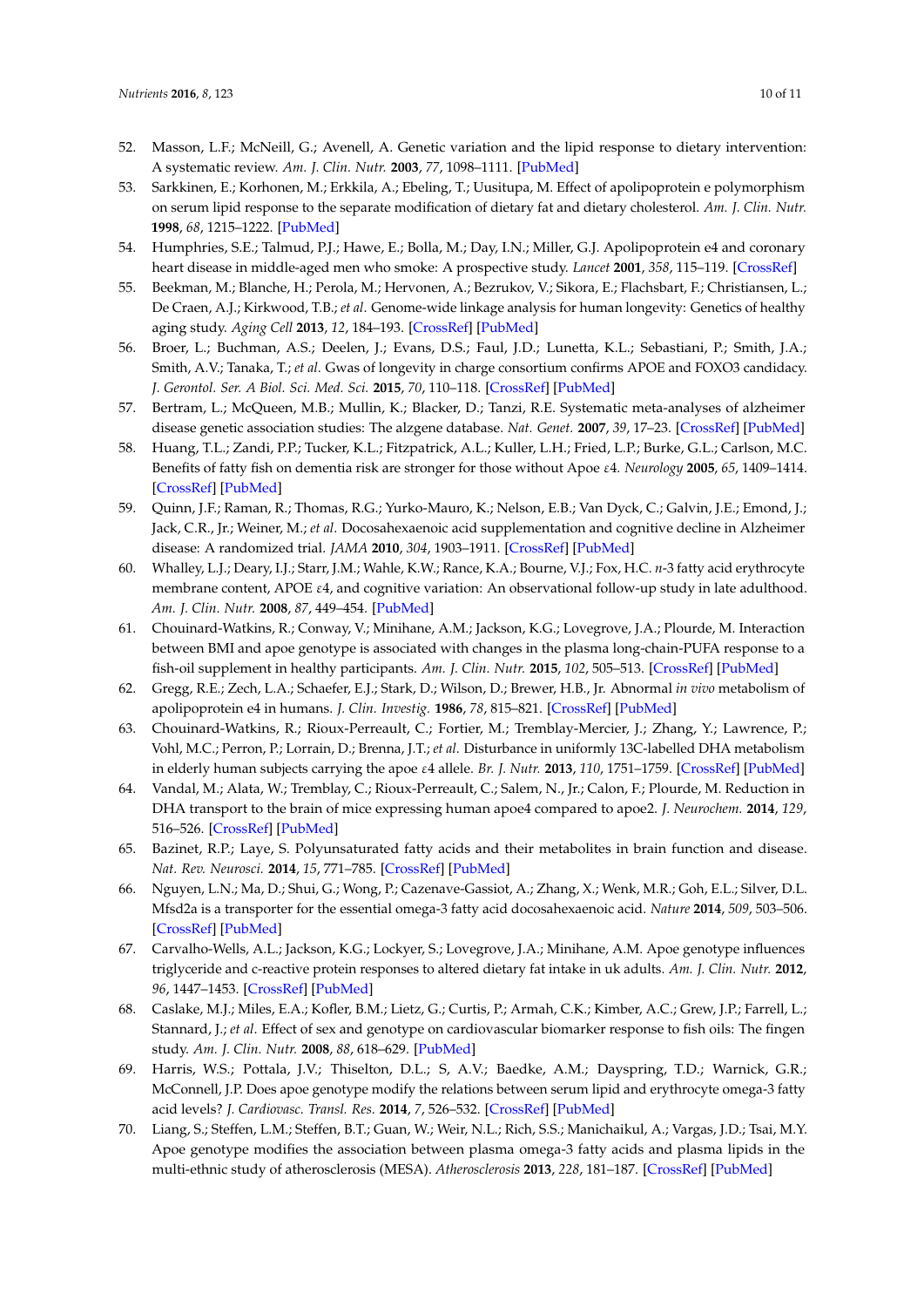52. Masson, L.F.; McNeill, G.; Avenell, A. Genetic variation and the lipid response to dietary intervention: A systematic review. *Am. J. Clin. Nutr.* **2003**, *77*, 1098–1111. [PubMed]
53. Sarkkinen, E.; Korhonen, M.; Erkkila, A.; Ebeling, T.; Uusitupa, M. Effect of apolipoprotein e polymorphism on serum lipid response to the separate modification of dietary fat and dietary cholesterol. *Am. J. Clin. Nutr.* **1998**, *68*, 1215–1222. [PubMed]
54. Humphries, S.E.; Talmud, P.J.; Hawe, E.; Bolla, M.; Day, I.N.; Miller, G.J. Apolipoprotein e4 and coronary heart disease in middle-aged men who smoke: A prospective study. *Lancet* **2001**, *358*, 115–119. [CrossRef]
55. Beekman, M.; Blanche, H.; Perola, M.; Hervonen, A.; Bezrukov, V.; Sikora, E.; Flachsbart, F.; Christiansen, L.; De Craen, A.J.; Kirkwood, T.B.; *et al.* Genome-wide linkage analysis for human longevity: Genetics of healthy aging study. *Aging Cell* **2013**, *12*, 184–193. [CrossRef] [PubMed]
56. Broer, L.; Buchman, A.S.; Deelen, J.; Evans, D.S.; Faul, J.D.; Lunetta, K.L.; Sebastiani, P.; Smith, J.A.; Smith, A.V.; Tanaka, T.; *et al.* Gwas of longevity in charge consortium confirms APOE and FOXO3 candidacy. *J. Gerontol. Ser. A Biol. Sci. Med. Sci.* **2015**, *70*, 110–118. [CrossRef] [PubMed]
57. Bertram, L.; McQueen, M.B.; Mullin, K.; Blacker, D.; Tanzi, R.E. Systematic meta-analyses of alzheimer disease genetic association studies: The alzgene database. *Nat. Genet.* **2007**, *39*, 17–23. [CrossRef] [PubMed]
58. Huang, T.L.; Zandi, P.P.; Tucker, K.L.; Fitzpatrick, A.L.; Kuller, L.H.; Fried, L.P.; Burke, G.L.; Carlson, M.C. Benefits of fatty fish on dementia risk are stronger for those without Apoe ε4. *Neurology* **2005**, *65*, 1409–1414. [CrossRef] [PubMed]
59. Quinn, J.F.; Raman, R.; Thomas, R.G.; Yurko-Mauro, K.; Nelson, E.B.; Van Dyck, C.; Galvin, J.E.; Emond, J.; Jack, C.R., Jr.; Weiner, M.; *et al.* Docosahexaenoic acid supplementation and cognitive decline in Alzheimer disease: A randomized trial. *JAMA* **2010**, *304*, 1903–1911. [CrossRef] [PubMed]
60. Whalley, L.J.; Deary, I.J.; Starr, J.M.; Wahle, K.W.; Rance, K.A.; Bourne, V.J.; Fox, H.C. *n*-3 fatty acid erythrocyte membrane content, APOE ε4, and cognitive variation: An observational follow-up study in late adulthood. *Am. J. Clin. Nutr.* **2008**, *87*, 449–454. [PubMed]
61. Chouinard-Watkins, R.; Conway, V.; Minihane, A.M.; Jackson, K.G.; Lovegrove, J.A.; Plourde, M. Interaction between BMI and apoe genotype is associated with changes in the plasma long-chain-PUFA response to a fish-oil supplement in healthy participants. *Am. J. Clin. Nutr.* **2015**, *102*, 505–513. [CrossRef] [PubMed]
62. Gregg, R.E.; Zech, L.A.; Schaefer, E.J.; Stark, D.; Wilson, D.; Brewer, H.B., Jr. Abnormal *in vivo* metabolism of apolipoprotein e4 in humans. *J. Clin. Investig.* **1986**, *78*, 815–821. [CrossRef] [PubMed]
63. Chouinard-Watkins, R.; Rioux-Perreault, C.; Fortier, M.; Tremblay-Mercier, J.; Zhang, Y.; Lawrence, P.; Vohl, M.C.; Perron, P.; Lorrain, D.; Brenna, J.T.; *et al.* Disturbance in uniformly 13C-labelled DHA metabolism in elderly human subjects carrying the apoe ε4 allele. *Br. J. Nutr.* **2013**, *110*, 1751–1759. [CrossRef] [PubMed]
64. Vandal, M.; Alata, W.; Tremblay, C.; Rioux-Perreault, C.; Salem, N., Jr.; Calon, F.; Plourde, M. Reduction in DHA transport to the brain of mice expressing human apoe4 compared to apoe2. *J. Neurochem.* **2014**, *129*, 516–526. [CrossRef] [PubMed]
65. Bazinet, R.P.; Laye, S. Polyunsaturated fatty acids and their metabolites in brain function and disease. *Nat. Rev. Neurosci.* **2014**, *15*, 771–785. [CrossRef] [PubMed]
66. Nguyen, L.N.; Ma, D.; Shui, G.; Wong, P.; Cazenave-Gassiot, A.; Zhang, X.; Wenk, M.R.; Goh, E.L.; Silver, D.L. Mfsd2a is a transporter for the essential omega-3 fatty acid docosahexaenoic acid. *Nature* **2014**, *509*, 503–506. [CrossRef] [PubMed]
67. Carvalho-Wells, A.L.; Jackson, K.G.; Lockyer, S.; Lovegrove, J.A.; Minihane, A.M. Apoe genotype influences triglyceride and c-reactive protein responses to altered dietary fat intake in uk adults. *Am. J. Clin. Nutr.* **2012**, *96*, 1447–1453. [CrossRef] [PubMed]
68. Caslake, M.J.; Miles, E.A.; Kofler, B.M.; Lietz, G.; Curtis, P.; Armah, C.K.; Kimber, A.C.; Grew, J.P.; Farrell, L.; Stannard, J.; *et al.* Effect of sex and genotype on cardiovascular biomarker response to fish oils: The fingen study. *Am. J. Clin. Nutr.* **2008**, *88*, 618–629. [PubMed]
69. Harris, W.S.; Pottala, J.V.; Thiselton, D.L.; S, A.V.; Baedke, A.M.; Dayspring, T.D.; Warnick, G.R.; McConnell, J.P. Does apoe genotype modify the relations between serum lipid and erythrocyte omega-3 fatty acid levels? *J. Cardiovasc. Transl. Res.* **2014**, *7*, 526–532. [CrossRef] [PubMed]
70. Liang, S.; Steffen, L.M.; Steffen, B.T.; Guan, W.; Weir, N.L.; Rich, S.S.; Manichaikul, A.; Vargas, J.D.; Tsai, M.Y. Apoe genotype modifies the association between plasma omega-3 fatty acids and plasma lipids in the multi-ethnic study of atherosclerosis (MESA). *Atherosclerosis* **2013**, *228*, 181–187. [CrossRef] [PubMed]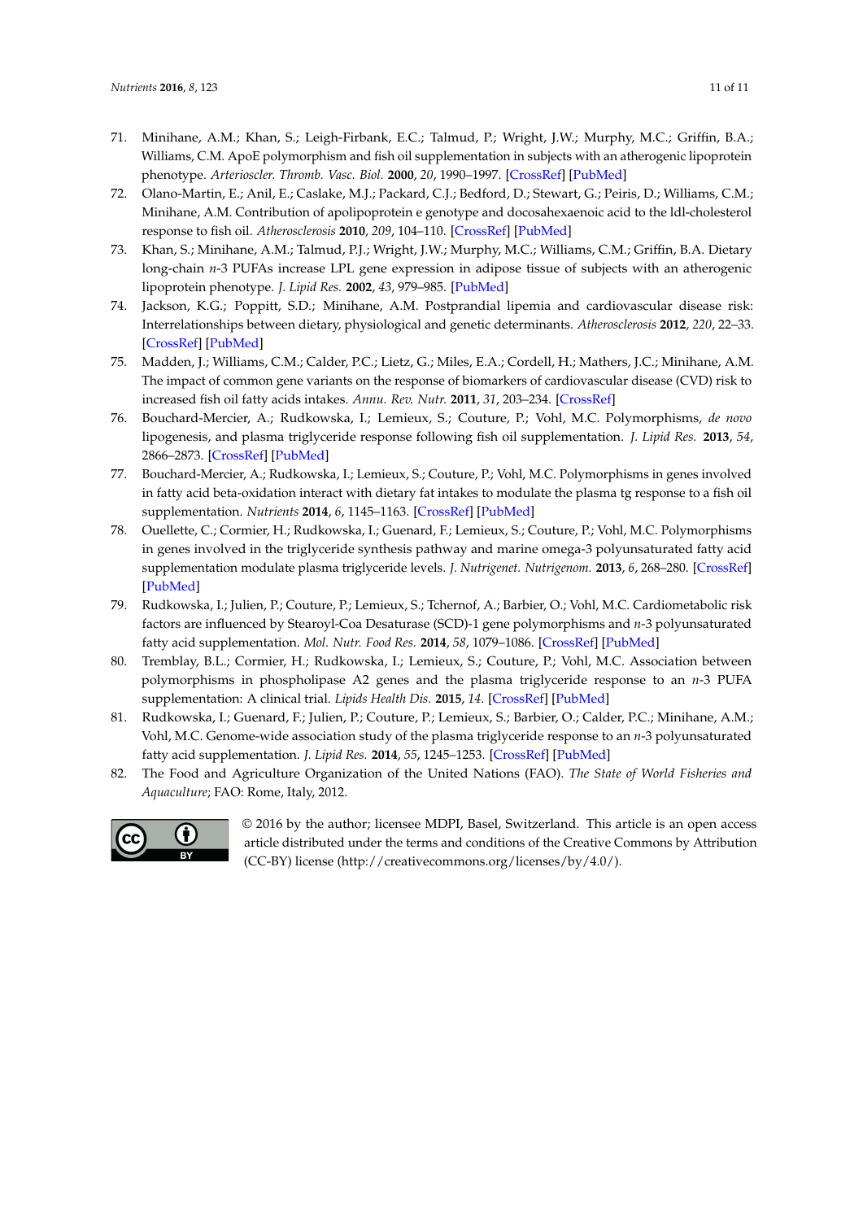71. Minihane, A.M.; Khan, S.; Leigh-Firbank, E.C.; Talmud, P.; Wright, J.W.; Murphy, M.C.; Griffin, B.A.; Williams, C.M. ApoE polymorphism and fish oil supplementation in subjects with an atherogenic lipoprotein phenotype. *Arterioscler. Thromb. Vasc. Biol.* **2000**, *20*, 1990–1997. [CrossRef] [PubMed]
72. Olano-Martin, E.; Anil, E.; Caslake, M.J.; Packard, C.J.; Bedford, D.; Stewart, G.; Peiris, D.; Williams, C.M.; Minihane, A.M. Contribution of apolipoprotein e genotype and docosahexaenoic acid to the ldl-cholesterol response to fish oil. *Atherosclerosis* **2010**, *209*, 104–110. [CrossRef] [PubMed]
73. Khan, S.; Minihane, A.M.; Talmud, P.J.; Wright, J.W.; Murphy, M.C.; Williams, C.M.; Griffin, B.A. Dietary long-chain *n*-3 PUFAs increase LPL gene expression in adipose tissue of subjects with an atherogenic lipoprotein phenotype. *J. Lipid Res.* **2002**, *43*, 979–985. [PubMed]
74. Jackson, K.G.; Poppitt, S.D.; Minihane, A.M. Postprandial lipemia and cardiovascular disease risk: Interrelationships between dietary, physiological and genetic determinants. *Atherosclerosis* **2012**, *220*, 22–33. [CrossRef] [PubMed]
75. Madden, J.; Williams, C.M.; Calder, P.C.; Lietz, G.; Miles, E.A.; Cordell, H.; Mathers, J.C.; Minihane, A.M. The impact of common gene variants on the response of biomarkers of cardiovascular disease (CVD) risk to increased fish oil fatty acids intakes. *Annu. Rev. Nutr.* **2011**, *31*, 203–234. [CrossRef]
76. Bouchard-Mercier, A.; Rudkowska, I.; Lemieux, S.; Couture, P.; Vohl, M.C. Polymorphisms, *de novo* lipogenesis, and plasma triglyceride response following fish oil supplementation. *J. Lipid Res.* **2013**, *54*, 2866–2873. [CrossRef] [PubMed]
77. Bouchard-Mercier, A.; Rudkowska, I.; Lemieux, S.; Couture, P.; Vohl, M.C. Polymorphisms in genes involved in fatty acid beta-oxidation interact with dietary fat intakes to modulate the plasma tg response to a fish oil supplementation. *Nutrients* **2014**, *6*, 1145–1163. [CrossRef] [PubMed]
78. Ouellette, C.; Cormier, H.; Rudkowska, I.; Guenard, F.; Lemieux, S.; Couture, P.; Vohl, M.C. Polymorphisms in genes involved in the triglyceride synthesis pathway and marine omega-3 polyunsaturated fatty acid supplementation modulate plasma triglyceride levels. *J. Nutrigenet. Nutrigenom.* **2013**, *6*, 268–280. [CrossRef] [PubMed]
79. Rudkowska, I.; Julien, P.; Couture, P.; Lemieux, S.; Tchernof, A.; Barbier, O.; Vohl, M.C. Cardiometabolic risk factors are influenced by Stearoyl-Coa Desaturase (SCD)-1 gene polymorphisms and *n*-3 polyunsaturated fatty acid supplementation. *Mol. Nutr. Food Res.* **2014**, *58*, 1079–1086. [CrossRef] [PubMed]
80. Tremblay, B.L.; Cormier, H.; Rudkowska, I.; Lemieux, S.; Couture, P.; Vohl, M.C. Association between polymorphisms in phospholipase A2 genes and the plasma triglyceride response to an *n*-3 PUFA supplementation: A clinical trial. *Lipids Health Dis.* **2015**, *14*. [CrossRef] [PubMed]
81. Rudkowska, I.; Guenard, F.; Julien, P.; Couture, P.; Lemieux, S.; Barbier, O.; Calder, P.C.; Minihane, A.M.; Vohl, M.C. Genome-wide association study of the plasma triglyceride response to an *n*-3 polyunsaturated fatty acid supplementation. *J. Lipid Res.* **2014**, *55*, 1245–1253. [CrossRef] [PubMed]
82. The Food and Agriculture Organization of the United Nations (FAO). *The State of World Fisheries and Aquaculture*; FAO: Rome, Italy, 2012.

© 2016 by the author; licensee MDPI, Basel, Switzerland. This article is an open access article distributed under the terms and conditions of the Creative Commons by Attribution (CC-BY) license (http://creativecommons.org/licenses/by/4.0/).